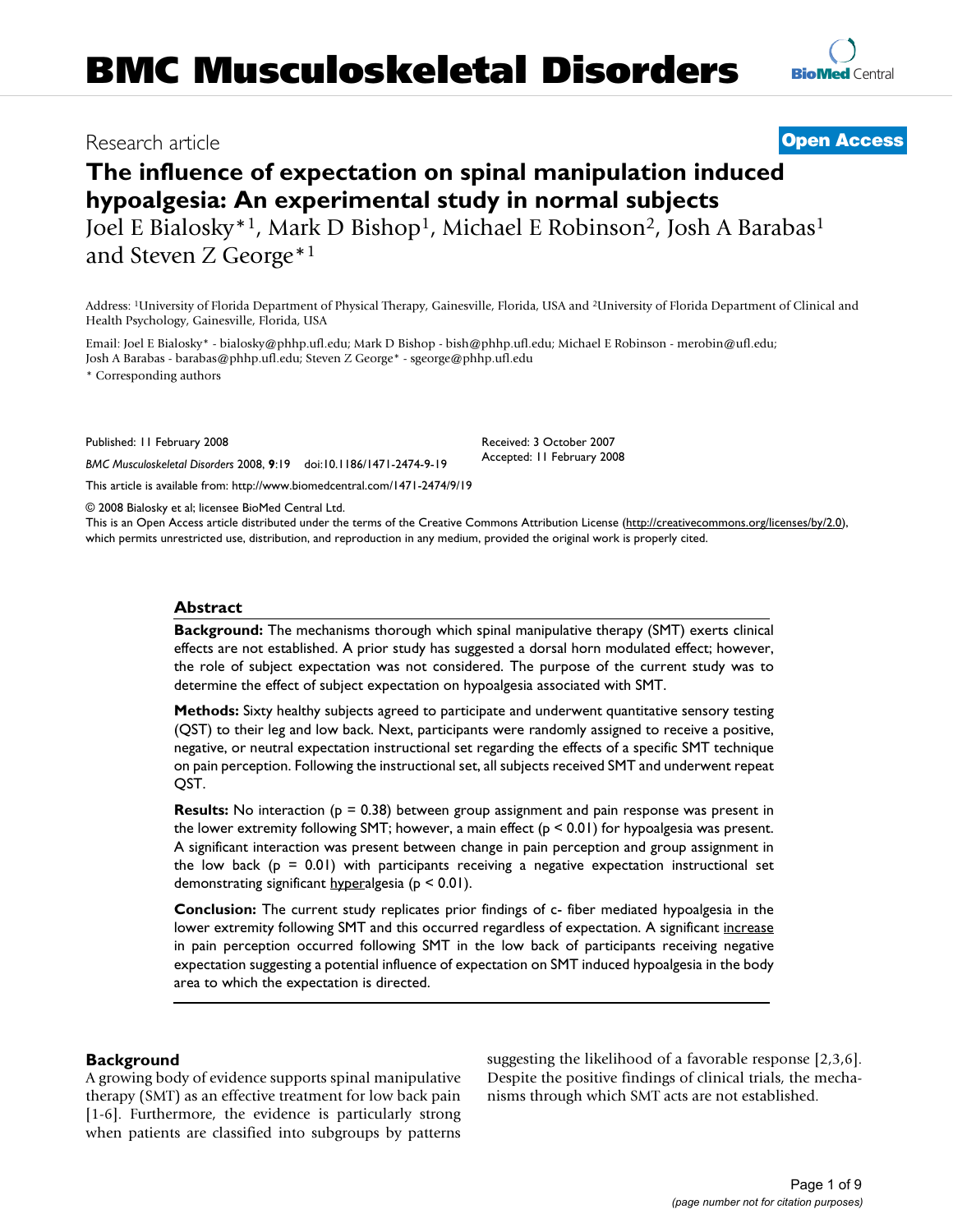BMC Musculoskeletal Disorders

Research article

**Open Access**

# The influence of expectation on spinal manipulation induced hypoalgesia: An experimental study in normal subjects

Joel E Bialosky*[1], Mark D Bishop[1], Michael E Robinson[2], Josh A Barabas[1] and Steven Z George*[1]

Address: [1]University of Florida Department of Physical Therapy, Gainesville, Florida, USA and [2]University of Florida Department of Clinical and Health Psychology, Gainesville, Florida, USA

Email: Joel E Bialosky* - bialosky@phhp.ufl.edu; Mark D Bishop - bish@phhp.ufl.edu; Michael E Robinson - merobin@ufl.edu; Josh A Barabas - barabas@phhp.ufl.edu; Steven Z George* - sgeorge@phhp.ufl.edu

* Corresponding authors

Published: 11 February 2008

*BMC Musculoskeletal Disorders* 2008, **9**:19 doi:10.1186/1471-2474-9-19

Received: 3 October 2007
Accepted: 11 February 2008

This article is available from: http://www.biomedcentral.com/1471-2474/9/19

© 2008 Bialosky et al; licensee BioMed Central Ltd.
This is an Open Access article distributed under the terms of the Creative Commons Attribution License (http://creativecommons.org/licenses/by/2.0), which permits unrestricted use, distribution, and reproduction in any medium, provided the original work is properly cited.

## Abstract

**Background:** The mechanisms thorough which spinal manipulative therapy (SMT) exerts clinical effects are not established. A prior study has suggested a dorsal horn modulated effect; however, the role of subject expectation was not considered. The purpose of the current study was to determine the effect of subject expectation on hypoalgesia associated with SMT.

**Methods:** Sixty healthy subjects agreed to participate and underwent quantitative sensory testing (QST) to their leg and low back. Next, participants were randomly assigned to receive a positive, negative, or neutral expectation instructional set regarding the effects of a specific SMT technique on pain perception. Following the instructional set, all subjects received SMT and underwent repeat QST.

**Results:** No interaction ($p = 0.38$) between group assignment and pain response was present in the lower extremity following SMT; however, a main effect ($p < 0.01$) for hypoalgesia was present. A significant interaction was present between change in pain perception and group assignment in the low back ($p = 0.01$) with participants receiving a negative expectation instructional set demonstrating significant <u>hyper</u>algesia ($p < 0.01$).

**Conclusion:** The current study replicates prior findings of c- fiber mediated hypoalgesia in the lower extremity following SMT and this occurred regardless of expectation. A significant <u>increase</u> in pain perception occurred following SMT in the low back of participants receiving negative expectation suggesting a potential influence of expectation on SMT induced hypoalgesia in the body area to which the expectation is directed.

## Background

A growing body of evidence supports spinal manipulative therapy (SMT) as an effective treatment for low back pain [1-6]. Furthermore, the evidence is particularly strong when patients are classified into subgroups by patterns suggesting the likelihood of a favorable response [2,3,6]. Despite the positive findings of clinical trials, the mechanisms through which SMT acts are not established.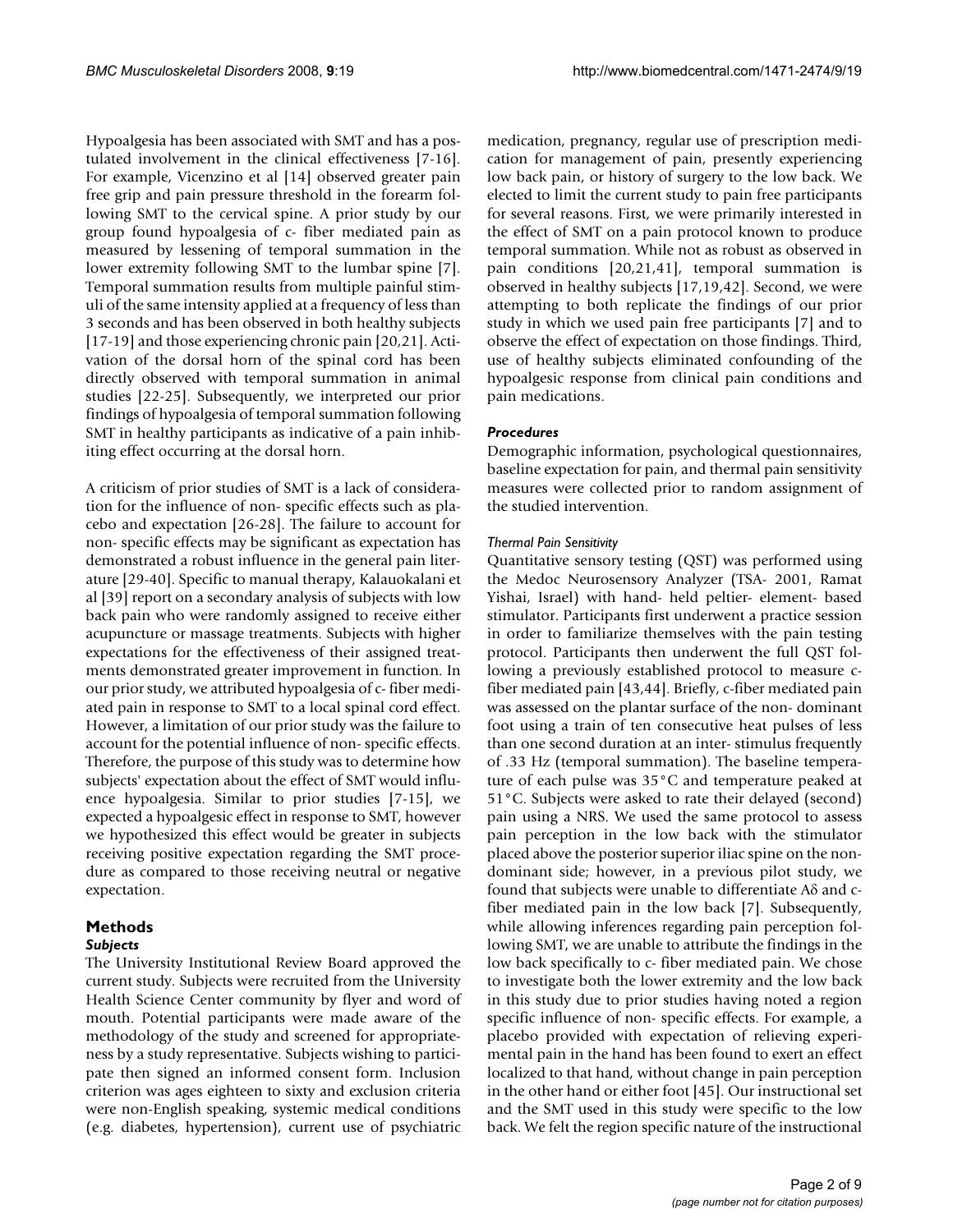Hypoalgesia has been associated with SMT and has a postulated involvement in the clinical effectiveness [7-16]. For example, Vicenzino et al [14] observed greater pain free grip and pain pressure threshold in the forearm following SMT to the cervical spine. A prior study by our group found hypoalgesia of c- fiber mediated pain as measured by lessening of temporal summation in the lower extremity following SMT to the lumbar spine [7]. Temporal summation results from multiple painful stimuli of the same intensity applied at a frequency of less than 3 seconds and has been observed in both healthy subjects [17-19] and those experiencing chronic pain [20,21]. Activation of the dorsal horn of the spinal cord has been directly observed with temporal summation in animal studies [22-25]. Subsequently, we interpreted our prior findings of hypoalgesia of temporal summation following SMT in healthy participants as indicative of a pain inhibiting effect occurring at the dorsal horn.

A criticism of prior studies of SMT is a lack of consideration for the influence of non- specific effects such as placebo and expectation [26-28]. The failure to account for non- specific effects may be significant as expectation has demonstrated a robust influence in the general pain literature [29-40]. Specific to manual therapy, Kalauokalani et al [39] report on a secondary analysis of subjects with low back pain who were randomly assigned to receive either acupuncture or massage treatments. Subjects with higher expectations for the effectiveness of their assigned treatments demonstrated greater improvement in function. In our prior study, we attributed hypoalgesia of c- fiber mediated pain in response to SMT to a local spinal cord effect. However, a limitation of our prior study was the failure to account for the potential influence of non- specific effects. Therefore, the purpose of this study was to determine how subjects' expectation about the effect of SMT would influence hypoalgesia. Similar to prior studies [7-15], we expected a hypoalgesic effect in response to SMT, however we hypothesized this effect would be greater in subjects receiving positive expectation regarding the SMT procedure as compared to those receiving neutral or negative expectation.

## Methods

### *Subjects*

The University Institutional Review Board approved the current study. Subjects were recruited from the University Health Science Center community by flyer and word of mouth. Potential participants were made aware of the methodology of the study and screened for appropriateness by a study representative. Subjects wishing to participate then signed an informed consent form. Inclusion criterion was ages eighteen to sixty and exclusion criteria were non-English speaking, systemic medical conditions (e.g. diabetes, hypertension), current use of psychiatric medication, pregnancy, regular use of prescription medication for management of pain, presently experiencing low back pain, or history of surgery to the low back. We elected to limit the current study to pain free participants for several reasons. First, we were primarily interested in the effect of SMT on a pain protocol known to produce temporal summation. While not as robust as observed in pain conditions [20,21,41], temporal summation is observed in healthy subjects [17,19,42]. Second, we were attempting to both replicate the findings of our prior study in which we used pain free participants [7] and to observe the effect of expectation on those findings. Third, use of healthy subjects eliminated confounding of the hypoalgesic response from clinical pain conditions and pain medications.

### *Procedures*

Demographic information, psychological questionnaires, baseline expectation for pain, and thermal pain sensitivity measures were collected prior to random assignment of the studied intervention.

#### *Thermal Pain Sensitivity*

Quantitative sensory testing (QST) was performed using the Medoc Neurosensory Analyzer (TSA- 2001, Ramat Yishai, Israel) with hand- held peltier- element- based stimulator. Participants first underwent a practice session in order to familiarize themselves with the pain testing protocol. Participants then underwent the full QST following a previously established protocol to measure c-fiber mediated pain [43,44]. Briefly, c-fiber mediated pain was assessed on the plantar surface of the non- dominant foot using a train of ten consecutive heat pulses of less than one second duration at an inter- stimulus frequently of .33 Hz (temporal summation). The baseline temperature of each pulse was 35°C and temperature peaked at 51°C. Subjects were asked to rate their delayed (second) pain using a NRS. We used the same protocol to assess pain perception in the low back with the stimulator placed above the posterior superior iliac spine on the non-dominant side; however, in a previous pilot study, we found that subjects were unable to differentiate Aδ and c-fiber mediated pain in the low back [7]. Subsequently, while allowing inferences regarding pain perception following SMT, we are unable to attribute the findings in the low back specifically to c- fiber mediated pain. We chose to investigate both the lower extremity and the low back in this study due to prior studies having noted a region specific influence of non- specific effects. For example, a placebo provided with expectation of relieving experimental pain in the hand has been found to exert an effect localized to that hand, without change in pain perception in the other hand or either foot [45]. Our instructional set and the SMT used in this study were specific to the low back. We felt the region specific nature of the instructional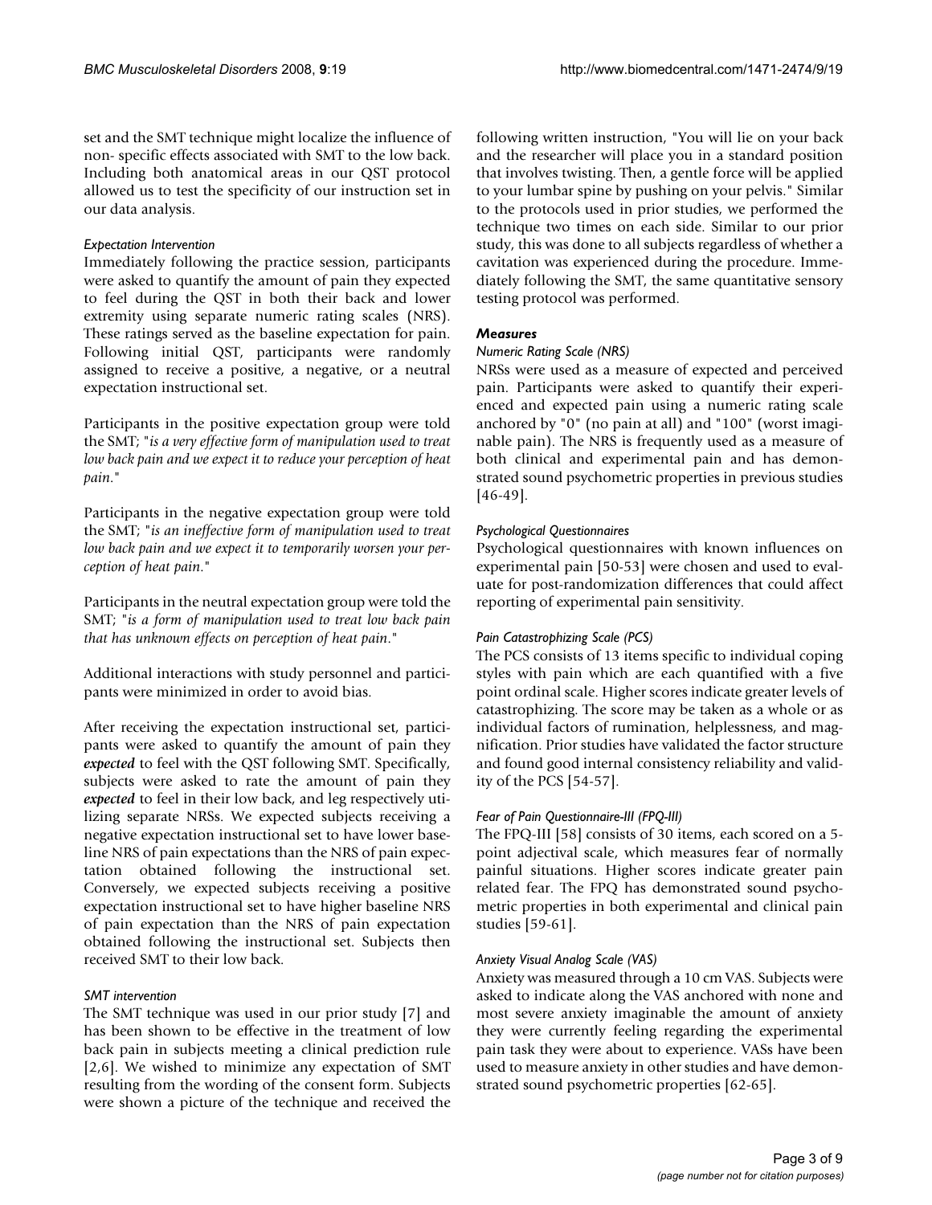set and the SMT technique might localize the influence of non- specific effects associated with SMT to the low back. Including both anatomical areas in our QST protocol allowed us to test the specificity of our instruction set in our data analysis.

#### *Expectation Intervention*

Immediately following the practice session, participants were asked to quantify the amount of pain they expected to feel during the QST in both their back and lower extremity using separate numeric rating scales (NRS). These ratings served as the baseline expectation for pain. Following initial QST, participants were randomly assigned to receive a positive, a negative, or a neutral expectation instructional set.

Participants in the positive expectation group were told the SMT; "*is a very effective form of manipulation used to treat low back pain and we expect it to reduce your perception of heat pain.*"

Participants in the negative expectation group were told the SMT; "*is an ineffective form of manipulation used to treat low back pain and we expect it to temporarily worsen your perception of heat pain.*"

Participants in the neutral expectation group were told the SMT; "*is a form of manipulation used to treat low back pain that has unknown effects on perception of heat pain.*"

Additional interactions with study personnel and participants were minimized in order to avoid bias.

After receiving the expectation instructional set, participants were asked to quantify the amount of pain they ***expected*** to feel with the QST following SMT. Specifically, subjects were asked to rate the amount of pain they ***expected*** to feel in their low back, and leg respectively utilizing separate NRSs. We expected subjects receiving a negative expectation instructional set to have lower baseline NRS of pain expectations than the NRS of pain expectation obtained following the instructional set. Conversely, we expected subjects receiving a positive expectation instructional set to have higher baseline NRS of pain expectation than the NRS of pain expectation obtained following the instructional set. Subjects then received SMT to their low back.

#### *SMT intervention*

The SMT technique was used in our prior study [7] and has been shown to be effective in the treatment of low back pain in subjects meeting a clinical prediction rule [2,6]. We wished to minimize any expectation of SMT resulting from the wording of the consent form. Subjects were shown a picture of the technique and received the following written instruction, "You will lie on your back and the researcher will place you in a standard position that involves twisting. Then, a gentle force will be applied to your lumbar spine by pushing on your pelvis." Similar to the protocols used in prior studies, we performed the technique two times on each side. Similar to our prior study, this was done to all subjects regardless of whether a cavitation was experienced during the procedure. Immediately following the SMT, the same quantitative sensory testing protocol was performed.

### *Measures*

#### *Numeric Rating Scale (NRS)*

NRSs were used as a measure of expected and perceived pain. Participants were asked to quantify their experienced and expected pain using a numeric rating scale anchored by "0" (no pain at all) and "100" (worst imaginable pain). The NRS is frequently used as a measure of both clinical and experimental pain and has demonstrated sound psychometric properties in previous studies [46-49].

#### *Psychological Questionnaires*

Psychological questionnaires with known influences on experimental pain [50-53] were chosen and used to evaluate for post-randomization differences that could affect reporting of experimental pain sensitivity.

#### *Pain Catastrophizing Scale (PCS)*

The PCS consists of 13 items specific to individual coping styles with pain which are each quantified with a five point ordinal scale. Higher scores indicate greater levels of catastrophizing. The score may be taken as a whole or as individual factors of rumination, helplessness, and magnification. Prior studies have validated the factor structure and found good internal consistency reliability and validity of the PCS [54-57].

#### *Fear of Pain Questionnaire-III (FPQ-III)*

The FPQ-III [58] consists of 30 items, each scored on a 5-point adjectival scale, which measures fear of normally painful situations. Higher scores indicate greater pain related fear. The FPQ has demonstrated sound psychometric properties in both experimental and clinical pain studies [59-61].

#### *Anxiety Visual Analog Scale (VAS)*

Anxiety was measured through a 10 cm VAS. Subjects were asked to indicate along the VAS anchored with none and most severe anxiety imaginable the amount of anxiety they were currently feeling regarding the experimental pain task they were about to experience. VASs have been used to measure anxiety in other studies and have demonstrated sound psychometric properties [62-65].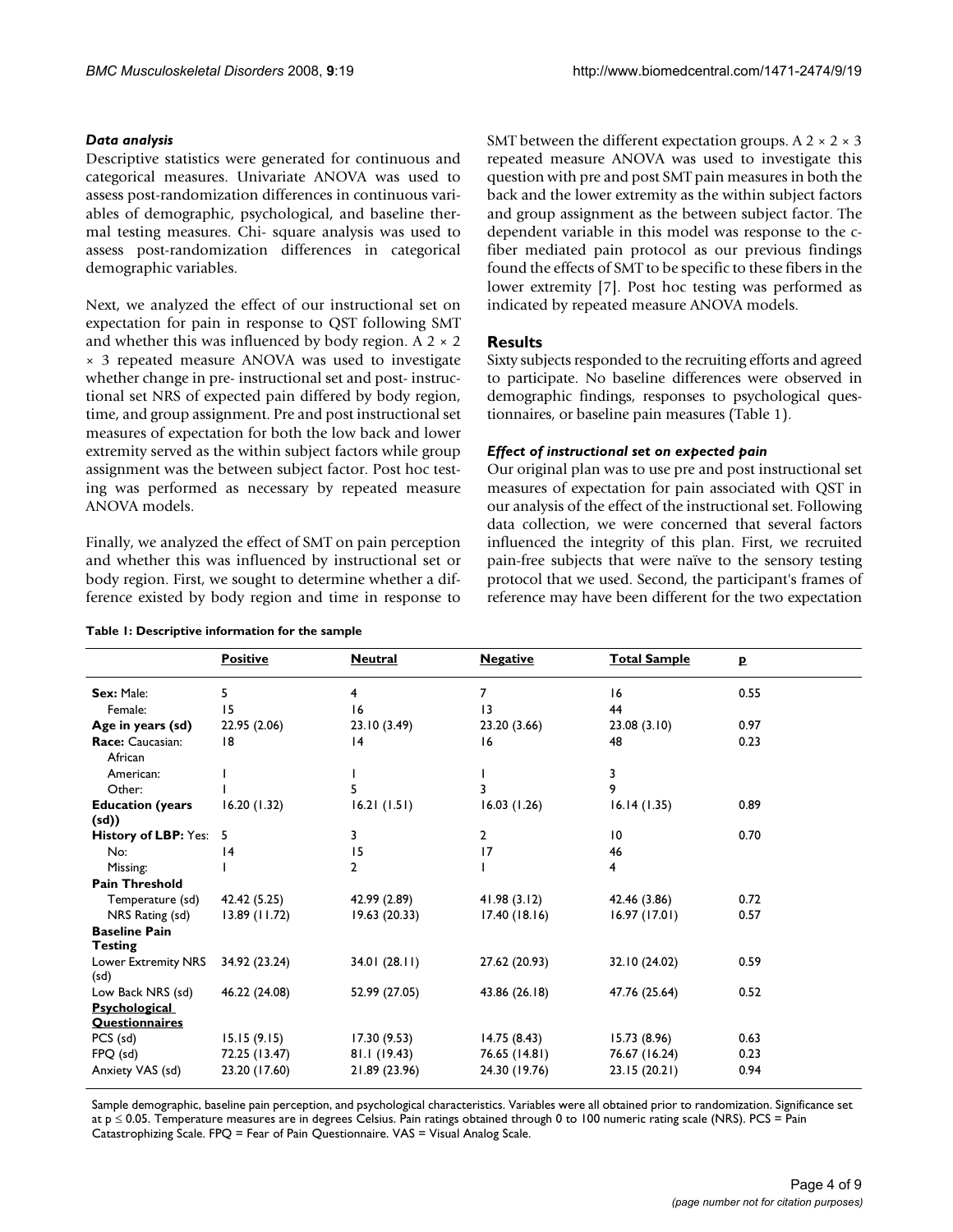### *Data analysis*

Descriptive statistics were generated for continuous and categorical measures. Univariate ANOVA was used to assess post-randomization differences in continuous variables of demographic, psychological, and baseline thermal testing measures. Chi- square analysis was used to assess post-randomization differences in categorical demographic variables.

Next, we analyzed the effect of our instructional set on expectation for pain in response to QST following SMT and whether this was influenced by body region. A $2 \times 2 \times 3$ repeated measure ANOVA was used to investigate whether change in pre- instructional set and post- instructional set NRS of expected pain differed by body region, time, and group assignment. Pre and post instructional set measures of expectation for both the low back and lower extremity served as the within subject factors while group assignment was the between subject factor. Post hoc testing was performed as necessary by repeated measure ANOVA models.

Finally, we analyzed the effect of SMT on pain perception and whether this was influenced by instructional set or body region. First, we sought to determine whether a difference existed by body region and time in response to SMT between the different expectation groups. A $2 \times 2 \times 3$ repeated measure ANOVA was used to investigate this question with pre and post SMT pain measures in both the back and the lower extremity as the within subject factors and group assignment as the between subject factor. The dependent variable in this model was response to the c-fiber mediated pain protocol as our previous findings found the effects of SMT to be specific to these fibers in the lower extremity [7]. Post hoc testing was performed as indicated by repeated measure ANOVA models.

## Results

Sixty subjects responded to the recruiting efforts and agreed to participate. No baseline differences were observed in demographic findings, responses to psychological questionnaires, or baseline pain measures (Table 1).

### *Effect of instructional set on expected pain*

Our original plan was to use pre and post instructional set measures of expectation for pain associated with QST in our analysis of the effect of the instructional set. Following data collection, we were concerned that several factors influenced the integrity of this plan. First, we recruited pain-free subjects that were naïve to the sensory testing protocol that we used. Second, the participant's frames of reference may have been different for the two expectation

**Table 1: Descriptive information for the sample**

| | Positive | Neutral | Negative | Total Sample | p |
|---|---|---|---|---|---|
| **Sex:** Male: | 5 | 4 | 7 | 16 | 0.55 |
| Female: | 15 | 16 | 13 | 44 | |
| **Age in years (sd)** | 22.95 (2.06) | 23.10 (3.49) | 23.20 (3.66) | 23.08 (3.10) | 0.97 |
| **Race:** Caucasian: | 18 | 14 | 16 | 48 | 0.23 |
| African American: | 1 | 1 | 1 | 3 | |
| Other: | 1 | 5 | 3 | 9 | |
| **Education (years (sd))** | 16.20 (1.32) | 16.21 (1.51) | 16.03 (1.26) | 16.14 (1.35) | 0.89 |
| **History of LBP:** Yes: | 5 | 3 | 2 | 10 | 0.70 |
| No: | 14 | 15 | 17 | 46 | |
| Missing: | 1 | 2 | 1 | 4 | |
| **Pain Threshold** | | | | | |
| Temperature (sd) | 42.42 (5.25) | 42.99 (2.89) | 41.98 (3.12) | 42.46 (3.86) | 0.72 |
| NRS Rating (sd) | 13.89 (11.72) | 19.63 (20.33) | 17.40 (18.16) | 16.97 (17.01) | 0.57 |
| **Baseline Pain Testing** | | | | | |
| Lower Extremity NRS (sd) | 34.92 (23.24) | 34.01 (28.11) | 27.62 (20.93) | 32.10 (24.02) | 0.59 |
| Low Back NRS (sd) | 46.22 (24.08) | 52.99 (27.05) | 43.86 (26.18) | 47.76 (25.64) | 0.52 |
| **Psychological Questionnaires** | | | | | |
| PCS (sd) | 15.15 (9.15) | 17.30 (9.53) | 14.75 (8.43) | 15.73 (8.96) | 0.63 |
| FPQ (sd) | 72.25 (13.47) | 81.1 (19.43) | 76.65 (14.81) | 76.67 (16.24) | 0.23 |
| Anxiety VAS (sd) | 23.20 (17.60) | 21.89 (23.96) | 24.30 (19.76) | 23.15 (20.21) | 0.94 |

Sample demographic, baseline pain perception, and psychological characteristics. Variables were all obtained prior to randomization. Significance set at $p \leq 0.05$. Temperature measures are in degrees Celsius. Pain ratings obtained through 0 to 100 numeric rating scale (NRS). PCS = Pain Catastrophizing Scale. FPQ = Fear of Pain Questionnaire. VAS = Visual Analog Scale.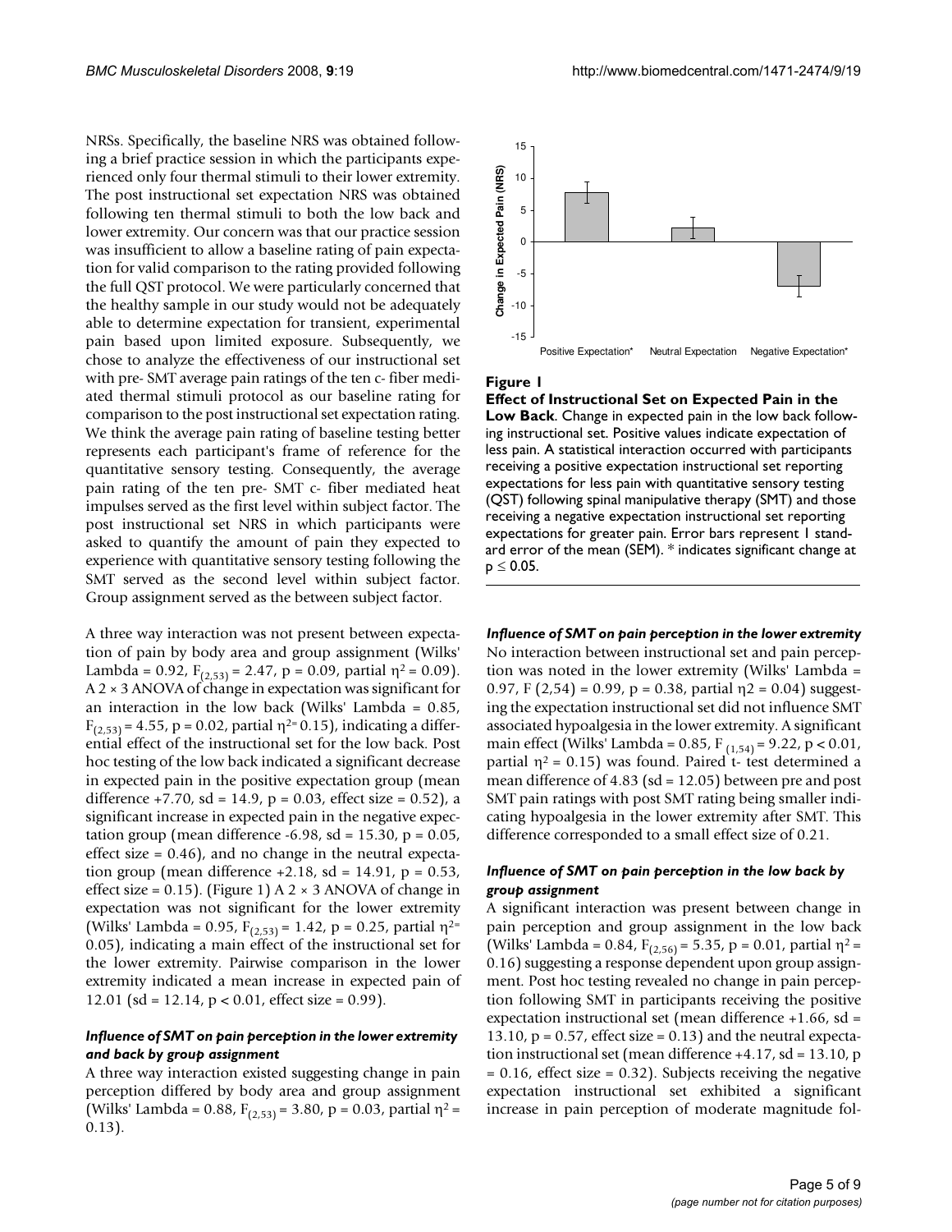NRSs. Specifically, the baseline NRS was obtained following a brief practice session in which the participants experienced only four thermal stimuli to their lower extremity. The post instructional set expectation NRS was obtained following ten thermal stimuli to both the low back and lower extremity. Our concern was that our practice session was insufficient to allow a baseline rating of pain expectation for valid comparison to the rating provided following the full QST protocol. We were particularly concerned that the healthy sample in our study would not be adequately able to determine expectation for transient, experimental pain based upon limited exposure. Subsequently, we chose to analyze the effectiveness of our instructional set with pre- SMT average pain ratings of the ten c- fiber mediated thermal stimuli protocol as our baseline rating for comparison to the post instructional set expectation rating. We think the average pain rating of baseline testing better represents each participant's frame of reference for the quantitative sensory testing. Consequently, the average pain rating of the ten pre- SMT c- fiber mediated heat impulses served as the first level within subject factor. The post instructional set NRS in which participants were asked to quantify the amount of pain they expected to experience with quantitative sensory testing following the SMT served as the second level within subject factor. Group assignment served as the between subject factor.

A three way interaction was not present between expectation of pain by body area and group assignment (Wilks' Lambda = 0.92, $F_{(2,53)} = 2.47$, $p = 0.09$, partial $\eta^2 = 0.09$). A 2 × 3 ANOVA of change in expectation was significant for an interaction in the low back (Wilks' Lambda = 0.85, $F_{(2,53)} = 4.55$, $p = 0.02$, partial $\eta^2 = 0.15$), indicating a differential effect of the instructional set for the low back. Post hoc testing of the low back indicated a significant decrease in expected pain in the positive expectation group (mean difference +7.70, sd = 14.9, p = 0.03, effect size = 0.52), a significant increase in expected pain in the negative expectation group (mean difference -6.98, sd = 15.30, p = 0.05, effect size = 0.46), and no change in the neutral expectation group (mean difference +2.18, sd = 14.91, p = 0.53, effect size = 0.15). (Figure 1) A 2 × 3 ANOVA of change in expectation was not significant for the lower extremity (Wilks' Lambda = 0.95, $F_{(2,53)} = 1.42$, $p = 0.25$, partial $\eta^2 = 0.05$), indicating a main effect of the instructional set for the lower extremity. Pairwise comparison in the lower extremity indicated a mean increase in expected pain of 12.01 (sd = 12.14, p < 0.01, effect size = 0.99).

### *Influence of SMT on pain perception in the lower extremity and back by group assignment*

A three way interaction existed suggesting change in pain perception differed by body area and group assignment (Wilks' Lambda = 0.88, $F_{(2,53)} = 3.80$, $p = 0.03$, partial $\eta^2 = 0.13$).

**Figure 1**

**Effect of Instructional Set on Expected Pain in the Low Back**. Change in expected pain in the low back following instructional set. Positive values indicate expectation of less pain. A statistical interaction occurred with participants receiving a positive expectation instructional set reporting expectations for less pain with quantitative sensory testing (QST) following spinal manipulative therapy (SMT) and those receiving a negative expectation instructional set reporting expectations for greater pain. Error bars represent 1 standard error of the mean (SEM). * indicates significant change at $p \leq 0.05$.

### *Influence of SMT on pain perception in the lower extremity*

No interaction between instructional set and pain perception was noted in the lower extremity (Wilks' Lambda = 0.97, F (2,54) = 0.99, p = 0.38, partial $\eta^2 = 0.04$) suggesting the expectation instructional set did not influence SMT associated hypoalgesia in the lower extremity. A significant main effect (Wilks' Lambda = 0.85, $F_{(1,54)} = 9.22$, $p < 0.01$, partial $\eta^2 = 0.15$) was found. Paired t- test determined a mean difference of 4.83 (sd = 12.05) between pre and post SMT pain ratings with post SMT rating being smaller indicating hypoalgesia in the lower extremity after SMT. This difference corresponded to a small effect size of 0.21.

### *Influence of SMT on pain perception in the low back by group assignment*

A significant interaction was present between change in pain perception and group assignment in the low back (Wilks' Lambda = 0.84, $F_{(2,56)} = 5.35$, $p = 0.01$, partial $\eta^2 = 0.16$) suggesting a response dependent upon group assignment. Post hoc testing revealed no change in pain perception following SMT in participants receiving the positive expectation instructional set (mean difference +1.66, sd = 13.10, p = 0.57, effect size = 0.13) and the neutral expectation instructional set (mean difference +4.17, sd = 13.10, p = 0.16, effect size = 0.32). Subjects receiving the negative expectation instructional set exhibited a significant increase in pain perception of moderate magnitude fol-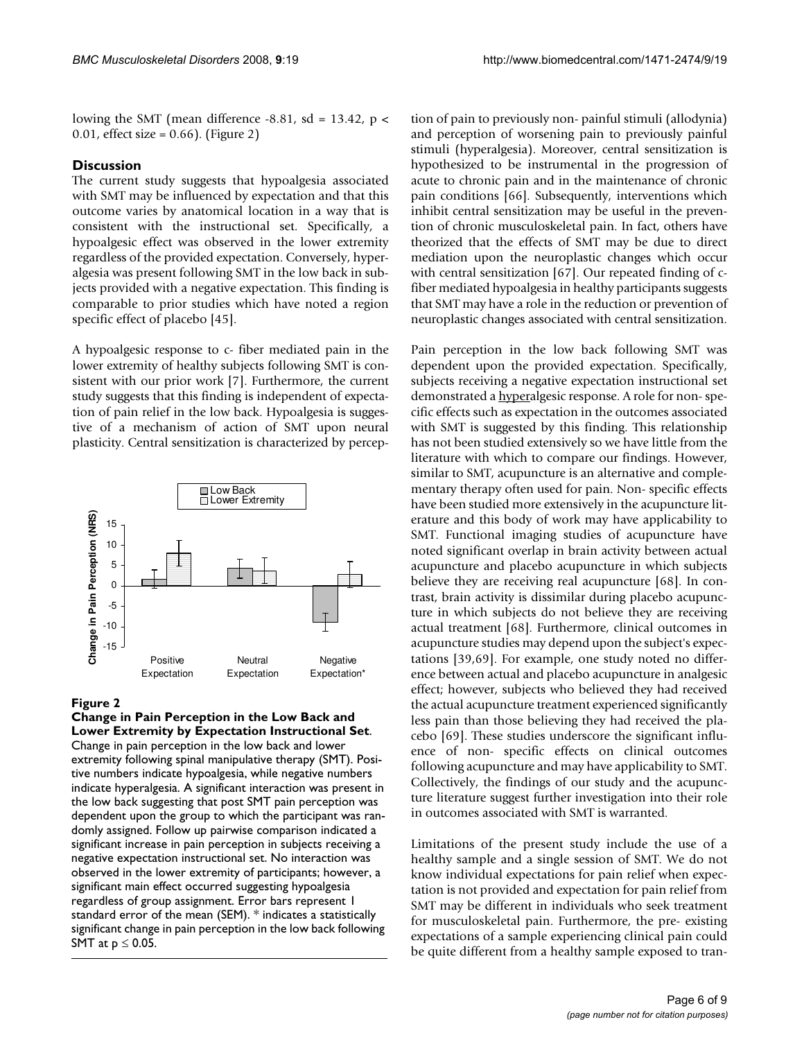lowing the SMT (mean difference -8.81, sd = 13.42, $p < 0.01$, effect size = 0.66). (Figure 2)

## Discussion

The current study suggests that hypoalgesia associated with SMT may be influenced by expectation and that this outcome varies by anatomical location in a way that is consistent with the instructional set. Specifically, a hypoalgesic effect was observed in the lower extremity regardless of the provided expectation. Conversely, hyperalgesia was present following SMT in the low back in subjects provided with a negative expectation. This finding is comparable to prior studies which have noted a region specific effect of placebo [45].

A hypoalgesic response to c- fiber mediated pain in the lower extremity of healthy subjects following SMT is consistent with our prior work [7]. Furthermore, the current study suggests that this finding is independent of expectation of pain relief in the low back. Hypoalgesia is suggestive of a mechanism of action of SMT upon neural plasticity. Central sensitization is characterized by perception of pain to previously non- painful stimuli (allodynia) and perception of worsening pain to previously painful stimuli (hyperalgesia). Moreover, central sensitization is hypothesized to be instrumental in the progression of acute to chronic pain and in the maintenance of chronic pain conditions [66]. Subsequently, interventions which inhibit central sensitization may be useful in the prevention of chronic musculoskeletal pain. In fact, others have theorized that the effects of SMT may be due to direct mediation upon the neuroplastic changes which occur with central sensitization [67]. Our repeated finding of c-fiber mediated hypoalgesia in healthy participants suggests that SMT may have a role in the reduction or prevention of neuroplastic changes associated with central sensitization.

**Figure 2**

**Change in Pain Perception in the Low Back and Lower Extremity by Expectation Instructional Set**. Change in pain perception in the low back and lower extremity following spinal manipulative therapy (SMT). Positive numbers indicate hypoalgesia, while negative numbers indicate hyperalgesia. A significant interaction was present in the low back suggesting that post SMT pain perception was dependent upon the group to which the participant was randomly assigned. Follow up pairwise comparison indicated a significant increase in pain perception in subjects receiving a negative expectation instructional set. No interaction was observed in the lower extremity of participants; however, a significant main effect occurred suggesting hypoalgesia regardless of group assignment. Error bars represent 1 standard error of the mean (SEM). * indicates a statistically significant change in pain perception in the low back following SMT at $p \leq 0.05$.

Pain perception in the low back following SMT was dependent upon the provided expectation. Specifically, subjects receiving a negative expectation instructional set demonstrated a <u>hyper</u>algesic response. A role for non- specific effects such as expectation in the outcomes associated with SMT is suggested by this finding. This relationship has not been studied extensively so we have little from the literature with which to compare our findings. However, similar to SMT, acupuncture is an alternative and complementary therapy often used for pain. Non- specific effects have been studied more extensively in the acupuncture literature and this body of work may have applicability to SMT. Functional imaging studies of acupuncture have noted significant overlap in brain activity between actual acupuncture and placebo acupuncture in which subjects believe they are receiving real acupuncture [68]. In contrast, brain activity is dissimilar during placebo acupuncture in which subjects do not believe they are receiving actual treatment [68]. Furthermore, clinical outcomes in acupuncture studies may depend upon the subject's expectations [39,69]. For example, one study noted no difference between actual and placebo acupuncture in analgesic effect; however, subjects who believed they had received the actual acupuncture treatment experienced significantly less pain than those believing they had received the placebo [69]. These studies underscore the significant influence of non- specific effects on clinical outcomes following acupuncture and may have applicability to SMT. Collectively, the findings of our study and the acupuncture literature suggest further investigation into their role in outcomes associated with SMT is warranted.

Limitations of the present study include the use of a healthy sample and a single session of SMT. We do not know individual expectations for pain relief when expectation is not provided and expectation for pain relief from SMT may be different in individuals who seek treatment for musculoskeletal pain. Furthermore, the pre- existing expectations of a sample experiencing clinical pain could be quite different from a healthy sample exposed to tran-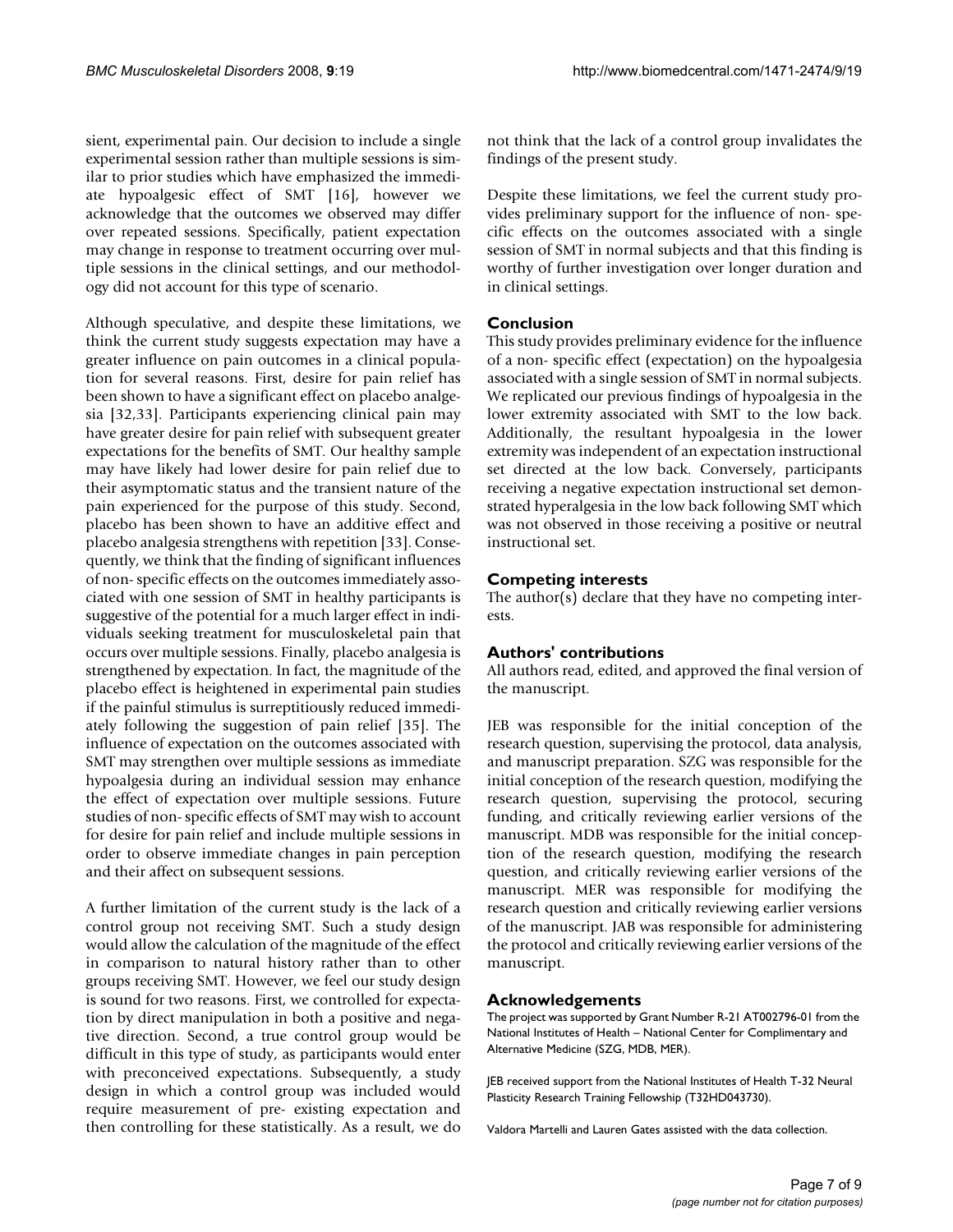sient, experimental pain. Our decision to include a single experimental session rather than multiple sessions is similar to prior studies which have emphasized the immediate hypoalgesic effect of SMT [16], however we acknowledge that the outcomes we observed may differ over repeated sessions. Specifically, patient expectation may change in response to treatment occurring over multiple sessions in the clinical settings, and our methodology did not account for this type of scenario.

Although speculative, and despite these limitations, we think the current study suggests expectation may have a greater influence on pain outcomes in a clinical population for several reasons. First, desire for pain relief has been shown to have a significant effect on placebo analgesia [32,33]. Participants experiencing clinical pain may have greater desire for pain relief with subsequent greater expectations for the benefits of SMT. Our healthy sample may have likely had lower desire for pain relief due to their asymptomatic status and the transient nature of the pain experienced for the purpose of this study. Second, placebo has been shown to have an additive effect and placebo analgesia strengthens with repetition [33]. Consequently, we think that the finding of significant influences of non- specific effects on the outcomes immediately associated with one session of SMT in healthy participants is suggestive of the potential for a much larger effect in individuals seeking treatment for musculoskeletal pain that occurs over multiple sessions. Finally, placebo analgesia is strengthened by expectation. In fact, the magnitude of the placebo effect is heightened in experimental pain studies if the painful stimulus is surreptitiously reduced immediately following the suggestion of pain relief [35]. The influence of expectation on the outcomes associated with SMT may strengthen over multiple sessions as immediate hypoalgesia during an individual session may enhance the effect of expectation over multiple sessions. Future studies of non- specific effects of SMT may wish to account for desire for pain relief and include multiple sessions in order to observe immediate changes in pain perception and their affect on subsequent sessions.

A further limitation of the current study is the lack of a control group not receiving SMT. Such a study design would allow the calculation of the magnitude of the effect in comparison to natural history rather than to other groups receiving SMT. However, we feel our study design is sound for two reasons. First, we controlled for expectation by direct manipulation in both a positive and negative direction. Second, a true control group would be difficult in this type of study, as participants would enter with preconceived expectations. Subsequently, a study design in which a control group was included would require measurement of pre- existing expectation and then controlling for these statistically. As a result, we do not think that the lack of a control group invalidates the findings of the present study.

Despite these limitations, we feel the current study provides preliminary support for the influence of non- specific effects on the outcomes associated with a single session of SMT in normal subjects and that this finding is worthy of further investigation over longer duration and in clinical settings.

## Conclusion

This study provides preliminary evidence for the influence of a non- specific effect (expectation) on the hypoalgesia associated with a single session of SMT in normal subjects. We replicated our previous findings of hypoalgesia in the lower extremity associated with SMT to the low back. Additionally, the resultant hypoalgesia in the lower extremity was independent of an expectation instructional set directed at the low back. Conversely, participants receiving a negative expectation instructional set demonstrated hyperalgesia in the low back following SMT which was not observed in those receiving a positive or neutral instructional set.

## Competing interests

The author(s) declare that they have no competing interests.

## Authors' contributions

All authors read, edited, and approved the final version of the manuscript.

JEB was responsible for the initial conception of the research question, supervising the protocol, data analysis, and manuscript preparation. SZG was responsible for the initial conception of the research question, modifying the research question, supervising the protocol, securing funding, and critically reviewing earlier versions of the manuscript. MDB was responsible for the initial conception of the research question, modifying the research question, and critically reviewing earlier versions of the manuscript. MER was responsible for modifying the research question and critically reviewing earlier versions of the manuscript. JAB was responsible for administering the protocol and critically reviewing earlier versions of the manuscript.

## Acknowledgements

The project was supported by Grant Number R-21 AT002796-01 from the National Institutes of Health – National Center for Complimentary and Alternative Medicine (SZG, MDB, MER).

JEB received support from the National Institutes of Health T-32 Neural Plasticity Research Training Fellowship (T32HD043730).

Valdora Martelli and Lauren Gates assisted with the data collection.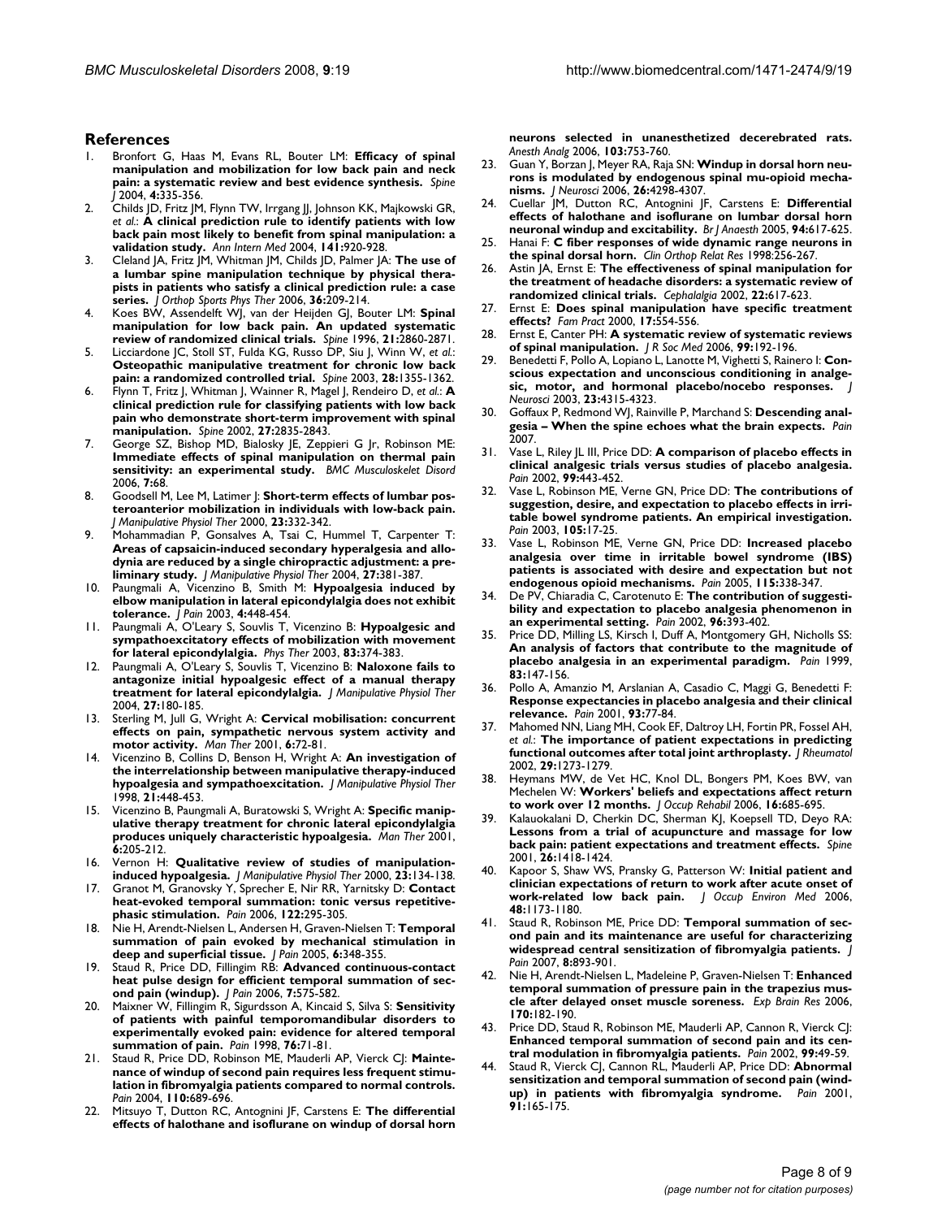## References

1. Bronfort G, Haas M, Evans RL, Bouter LM: **Efficacy of spinal manipulation and mobilization for low back pain and neck pain: a systematic review and best evidence synthesis.** *Spine J* 2004, **4**:335-356.
2. Childs JD, Fritz JM, Flynn TW, Irrgang JJ, Johnson KK, Majkowski GR, *et al.*: **A clinical prediction rule to identify patients with low back pain most likely to benefit from spinal manipulation: a validation study.** *Ann Intern Med* 2004, **141**:920-928.
3. Cleland JA, Fritz JM, Whitman JM, Childs JD, Palmer JA: **The use of a lumbar spine manipulation technique by physical therapists in patients who satisfy a clinical prediction rule: a case series.** *J Orthop Sports Phys Ther* 2006, **36**:209-214.
4. Koes BW, Assendelft WJ, van der Heijden GJ, Bouter LM: **Spinal manipulation for low back pain. An updated systematic review of randomized clinical trials.** *Spine* 1996, **21**:2860-2871.
5. Licciardone JC, Stoll ST, Fulda KG, Russo DP, Siu J, Winn W, *et al.*: **Osteopathic manipulative treatment for chronic low back pain: a randomized controlled trial.** *Spine* 2003, **28**:1355-1362.
6. Flynn T, Fritz J, Whitman J, Wainner R, Magel J, Rendeiro D, *et al.*: **A clinical prediction rule for classifying patients with low back pain who demonstrate short-term improvement with spinal manipulation.** *Spine* 2002, **27**:2835-2843.
7. George SZ, Bishop MD, Bialosky JE, Zeppieri G Jr, Robinson ME: **Immediate effects of spinal manipulation on thermal pain sensitivity: an experimental study.** *BMC Musculoskelet Disord* 2006, **7**:68.
8. Goodsell M, Lee M, Latimer J: **Short-term effects of lumbar posteroanterior mobilization in individuals with low-back pain.** *J Manipulative Physiol Ther* 2000, **23**:332-342.
9. Mohammadian P, Gonsalves A, Tsai C, Hummel T, Carpenter T: **Areas of capsaicin-induced secondary hyperalgesia and allodynia are reduced by a single chiropractic adjustment: a preliminary study.** *J Manipulative Physiol Ther* 2004, **27**:381-387.
10. Paungmali A, Vicenzino B, Smith M: **Hypoalgesia induced by elbow manipulation in lateral epicondylalgia does not exhibit tolerance.** *J Pain* 2003, **4**:448-454.
11. Paungmali A, O'Leary S, Souvlis T, Vicenzino B: **Hypoalgesic and sympathoexcitatory effects of mobilization with movement for lateral epicondylalgia.** *Phys Ther* 2003, **83**:374-383.
12. Paungmali A, O'Leary S, Souvlis T, Vicenzino B: **Naloxone fails to antagonize initial hypoalgesic effect of a manual therapy treatment for lateral epicondylalgia.** *J Manipulative Physiol Ther* 2004, **27**:180-185.
13. Sterling M, Jull G, Wright A: **Cervical mobilisation: concurrent effects on pain, sympathetic nervous system activity and motor activity.** *Man Ther* 2001, **6**:72-81.
14. Vicenzino B, Collins D, Benson H, Wright A: **An investigation of the interrelationship between manipulative therapy-induced hypoalgesia and sympathoexcitation.** *J Manipulative Physiol Ther* 1998, **21**:448-453.
15. Vicenzino B, Paungmali A, Buratowski S, Wright A: **Specific manipulative therapy treatment for chronic lateral epicondylalgia produces uniquely characteristic hypoalgesia.** *Man Ther* 2001, **6**:205-212.
16. Vernon H: **Qualitative review of studies of manipulation-induced hypoalgesia.** *J Manipulative Physiol Ther* 2000, **23**:134-138.
17. Granot M, Granovsky Y, Sprecher E, Nir RR, Yarnitsky D: **Contact heat-evoked temporal summation: tonic versus repetitive-phasic stimulation.** *Pain* 2006, **122**:295-305.
18. Nie H, Arendt-Nielsen L, Andersen H, Graven-Nielsen T: **Temporal summation of pain evoked by mechanical stimulation in deep and superficial tissue.** *J Pain* 2005, **6**:348-355.
19. Staud R, Price DD, Fillingim RB: **Advanced continuous-contact heat pulse design for efficient temporal summation of second pain (windup).** *J Pain* 2006, **7**:575-582.
20. Maixner W, Fillingim R, Sigurdsson A, Kincaid S, Silva S: **Sensitivity of patients with painful temporomandibular disorders to experimentally evoked pain: evidence for altered temporal summation of pain.** *Pain* 1998, **76**:71-81.
21. Staud R, Price DD, Robinson ME, Mauderli AP, Vierck CJ: **Maintenance of windup of second pain requires less frequent stimulation in fibromyalgia patients compared to normal controls.** *Pain* 2004, **110**:689-696.
22. Mitsuyo T, Dutton RC, Antognini JF, Carstens E: **The differential effects of halothane and isoflurane on windup of dorsal horn neurons selected in unanesthetized decerebrated rats.** *Anesth Analg* 2006, **103**:753-760.
23. Guan Y, Borzan J, Meyer RA, Raja SN: **Windup in dorsal horn neurons is modulated by endogenous spinal mu-opioid mechanisms.** *J Neurosci* 2006, **26**:4298-4307.
24. Cuellar JM, Dutton RC, Antognini JF, Carstens E: **Differential effects of halothane and isoflurane on lumbar dorsal horn neuronal windup and excitability.** *Br J Anaesth* 2005, **94**:617-625.
25. Hanai F: **C fiber responses of wide dynamic range neurons in the spinal dorsal horn.** *Clin Orthop Relat Res* 1998:256-267.
26. Astin JA, Ernst E: **The effectiveness of spinal manipulation for the treatment of headache disorders: a systematic review of randomized clinical trials.** *Cephalalgia* 2002, **22**:617-623.
27. Ernst E: **Does spinal manipulation have specific treatment effects?** *Fam Pract* 2000, **17**:554-556.
28. Ernst E, Canter PH: **A systematic review of systematic reviews of spinal manipulation.** *J R Soc Med* 2006, **99**:192-196.
29. Benedetti F, Pollo A, Lopiano L, Lanotte M, Vighetti S, Rainero I: **Conscious expectation and unconscious conditioning in analgesic, motor, and hormonal placebo/nocebo responses.** *J Neurosci* 2003, **23**:4315-4323.
30. Goffaux P, Redmond WJ, Rainville P, Marchand S: **Descending analgesia – When the spine echoes what the brain expects.** *Pain* 2007.
31. Vase L, Riley JL III, Price DD: **A comparison of placebo effects in clinical analgesic trials versus studies of placebo analgesia.** *Pain* 2002, **99**:443-452.
32. Vase L, Robinson ME, Verne GN, Price DD: **The contributions of suggestion, desire, and expectation to placebo effects in irritable bowel syndrome patients. An empirical investigation.** *Pain* 2003, **105**:17-25.
33. Vase L, Robinson ME, Verne GN, Price DD: **Increased placebo analgesia over time in irritable bowel syndrome (IBS) patients is associated with desire and expectation but not endogenous opioid mechanisms.** *Pain* 2005, **115**:338-347.
34. De PV, Chiaradia C, Carotenuto E: **The contribution of suggestibility and expectation to placebo analgesia phenomenon in an experimental setting.** *Pain* 2002, **96**:393-402.
35. Price DD, Milling LS, Kirsch I, Duff A, Montgomery GH, Nicholls SS: **An analysis of factors that contribute to the magnitude of placebo analgesia in an experimental paradigm.** *Pain* 1999, **83**:147-156.
36. Pollo A, Amanzio M, Arslanian A, Casadio C, Maggi G, Benedetti F: **Response expectancies in placebo analgesia and their clinical relevance.** *Pain* 2001, **93**:77-84.
37. Mahomed NN, Liang MH, Cook EF, Daltroy LH, Fortin PR, Fossel AH, *et al.*: **The importance of patient expectations in predicting functional outcomes after total joint arthroplasty.** *J Rheumatol* 2002, **29**:1273-1279.
38. Heymans MW, de Vet HC, Knol DL, Bongers PM, Koes BW, van Mechelen W: **Workers' beliefs and expectations affect return to work over 12 months.** *J Occup Rehabil* 2006, **16**:685-695.
39. Kalauokalani D, Cherkin DC, Sherman KJ, Koepsell TD, Deyo RA: **Lessons from a trial of acupuncture and massage for low back pain: patient expectations and treatment effects.** *Spine* 2001, **26**:1418-1424.
40. Kapoor S, Shaw WS, Pransky G, Patterson W: **Initial patient and clinician expectations of return to work after acute onset of work-related low back pain.** *J Occup Environ Med* 2006, **48**:1173-1180.
41. Staud R, Robinson ME, Price DD: **Temporal summation of second pain and its maintenance are useful for characterizing widespread central sensitization of fibromyalgia patients.** *J Pain* 2007, **8**:893-901.
42. Nie H, Arendt-Nielsen L, Madeleine P, Graven-Nielsen T: **Enhanced temporal summation of pressure pain in the trapezius muscle after delayed onset muscle soreness.** *Exp Brain Res* 2006, **170**:182-190.
43. Price DD, Staud R, Robinson ME, Mauderli AP, Cannon R, Vierck CJ: **Enhanced temporal summation of second pain and its central modulation in fibromyalgia patients.** *Pain* 2002, **99**:49-59.
44. Staud R, Vierck CJ, Cannon RL, Mauderli AP, Price DD: **Abnormal sensitization and temporal summation of second pain (wind-up) in patients with fibromyalgia syndrome.** *Pain* 2001, **91**:165-175.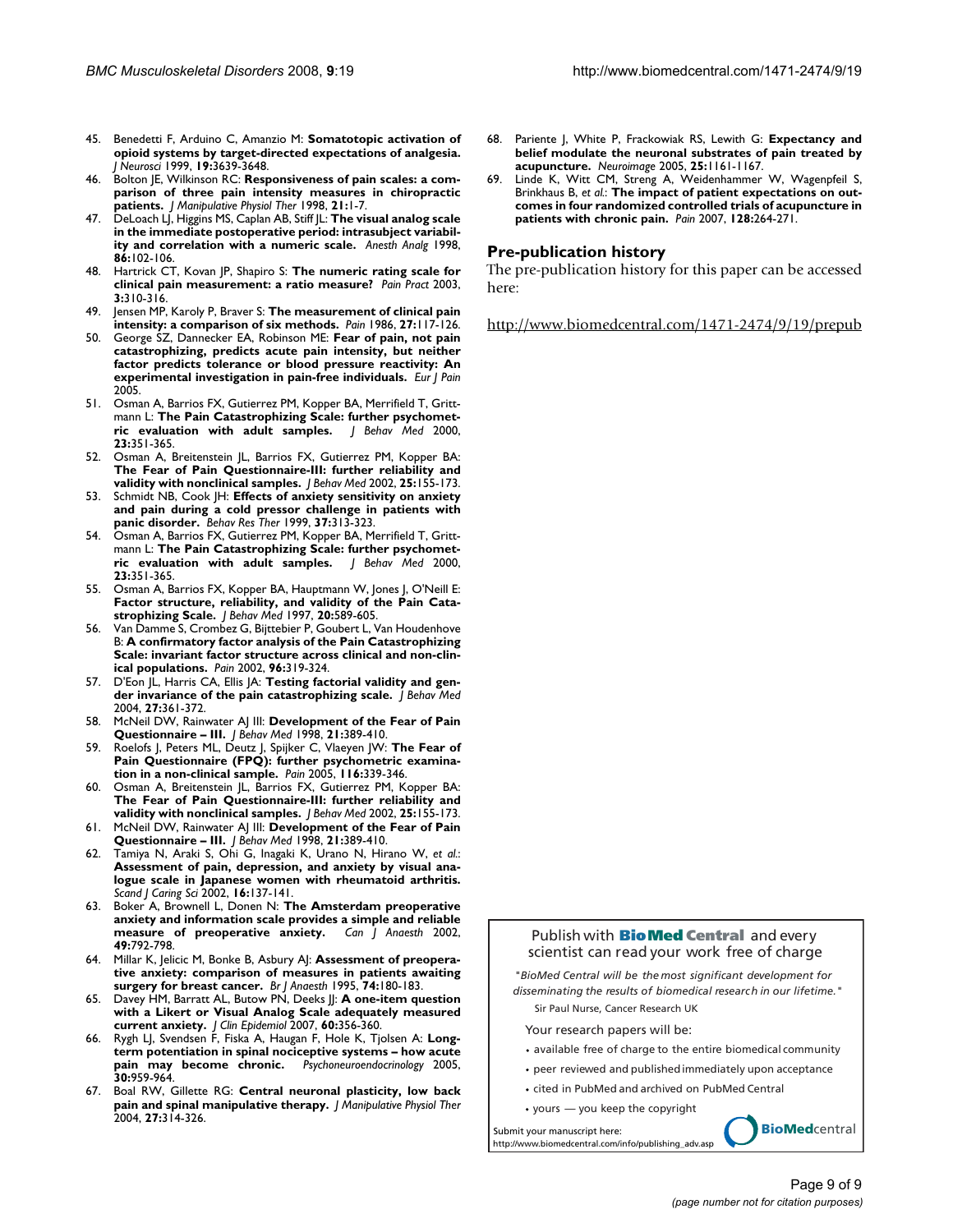45. Benedetti F, Arduino C, Amanzio M: **Somatotopic activation of opioid systems by target-directed expectations of analgesia.** *J Neurosci* 1999, **19:**3639-3648.
46. Bolton JE, Wilkinson RC: **Responsiveness of pain scales: a comparison of three pain intensity measures in chiropractic patients.** *J Manipulative Physiol Ther* 1998, **21:**1-7.
47. DeLoach LJ, Higgins MS, Caplan AB, Stiff JL: **The visual analog scale in the immediate postoperative period: intrasubject variability and correlation with a numeric scale.** *Anesth Analg* 1998, **86:**102-106.
48. Hartrick CT, Kovan JP, Shapiro S: **The numeric rating scale for clinical pain measurement: a ratio measure?** *Pain Pract* 2003, **3:**310-316.
49. Jensen MP, Karoly P, Braver S: **The measurement of clinical pain intensity: a comparison of six methods.** *Pain* 1986, **27:**117-126.
50. George SZ, Dannecker EA, Robinson ME: **Fear of pain, not pain catastrophizing, predicts acute pain intensity, but neither factor predicts tolerance or blood pressure reactivity: An experimental investigation in pain-free individuals.** *Eur J Pain* 2005.
51. Osman A, Barrios FX, Gutierrez PM, Kopper BA, Merrifield T, Grittmann L: **The Pain Catastrophizing Scale: further psychometric evaluation with adult samples.** *J Behav Med* 2000, **23:**351-365.
52. Osman A, Breitenstein JL, Barrios FX, Gutierrez PM, Kopper BA: **The Fear of Pain Questionnaire-III: further reliability and validity with nonclinical samples.** *J Behav Med* 2002, **25:**155-173.
53. Schmidt NB, Cook JH: **Effects of anxiety sensitivity on anxiety and pain during a cold pressor challenge in patients with panic disorder.** *Behav Res Ther* 1999, **37:**313-323.
54. Osman A, Barrios FX, Gutierrez PM, Kopper BA, Merrifield T, Grittmann L: **The Pain Catastrophizing Scale: further psychometric evaluation with adult samples.** *J Behav Med* 2000, **23:**351-365.
55. Osman A, Barrios FX, Kopper BA, Hauptmann W, Jones J, O'Neill E: **Factor structure, reliability, and validity of the Pain Catastrophizing Scale.** *J Behav Med* 1997, **20:**589-605.
56. Van Damme S, Crombez G, Bijttebier P, Goubert L, Van Houdenhove B: **A confirmatory factor analysis of the Pain Catastrophizing Scale: invariant factor structure across clinical and non-clinical populations.** *Pain* 2002, **96:**319-324.
57. D'Eon JL, Harris CA, Ellis JA: **Testing factorial validity and gender invariance of the pain catastrophizing scale.** *J Behav Med* 2004, **27:**361-372.
58. McNeil DW, Rainwater AJ III: **Development of the Fear of Pain Questionnaire – III.** *J Behav Med* 1998, **21:**389-410.
59. Roelofs J, Peters ML, Deutz J, Spijker C, Vlaeyen JW: **The Fear of Pain Questionnaire (FPQ): further psychometric examination in a non-clinical sample.** *Pain* 2005, **116:**339-346.
60. Osman A, Breitenstein JL, Barrios FX, Gutierrez PM, Kopper BA: **The Fear of Pain Questionnaire-III: further reliability and validity with nonclinical samples.** *J Behav Med* 2002, **25:**155-173.
61. McNeil DW, Rainwater AJ III: **Development of the Fear of Pain Questionnaire – III.** *J Behav Med* 1998, **21:**389-410.
62. Tamiya N, Araki S, Ohi G, Inagaki K, Urano N, Hirano W, *et al.*: **Assessment of pain, depression, and anxiety by visual analogue scale in Japanese women with rheumatoid arthritis.** *Scand J Caring Sci* 2002, **16:**137-141.
63. Boker A, Brownell L, Donen N: **The Amsterdam preoperative anxiety and information scale provides a simple and reliable measure of preoperative anxiety.** *Can J Anaesth* 2002, **49:**792-798.
64. Millar K, Jelicic M, Bonke B, Asbury AJ: **Assessment of preoperative anxiety: comparison of measures in patients awaiting surgery for breast cancer.** *Br J Anaesth* 1995, **74:**180-183.
65. Davey HM, Barratt AL, Butow PN, Deeks JJ: **A one-item question with a Likert or Visual Analog Scale adequately measured current anxiety.** *J Clin Epidemiol* 2007, **60:**356-360.
66. Rygh LJ, Svendsen F, Fiska A, Haugan F, Hole K, Tjolsen A: **Long-term potentiation in spinal nociceptive systems – how acute pain may become chronic.** *Psychoneuroendocrinology* 2005, **30:**959-964.
67. Boal RW, Gillette RG: **Central neuronal plasticity, low back pain and spinal manipulative therapy.** *J Manipulative Physiol Ther* 2004, **27:**314-326.
68. Pariente J, White P, Frackowiak RS, Lewith G: **Expectancy and belief modulate the neuronal substrates of pain treated by acupuncture.** *Neuroimage* 2005, **25:**1161-1167.
69. Linde K, Witt CM, Streng A, Weidenhammer W, Wagenpfeil S, Brinkhaus B, *et al.*: **The impact of patient expectations on outcomes in four randomized controlled trials of acupuncture in patients with chronic pain.** *Pain* 2007, **128:**264-271.

## Pre-publication history

The pre-publication history for this paper can be accessed here:

http://www.biomedcentral.com/1471-2474/9/19/prepub

Publish with **BioMed Central** and every scientist can read your work free of charge

*"BioMed Central will be the most significant development for disseminating the results of biomedical research in our lifetime."*
Sir Paul Nurse, Cancer Research UK

Your research papers will be:

- available free of charge to the entire biomedical community
- peer reviewed and published immediately upon acceptance
- cited in PubMed and archived on PubMed Central
- yours — you keep the copyright

Submit your manuscript here:
http://www.biomedcentral.com/info/publishing_adv.asp

BioMedcentral